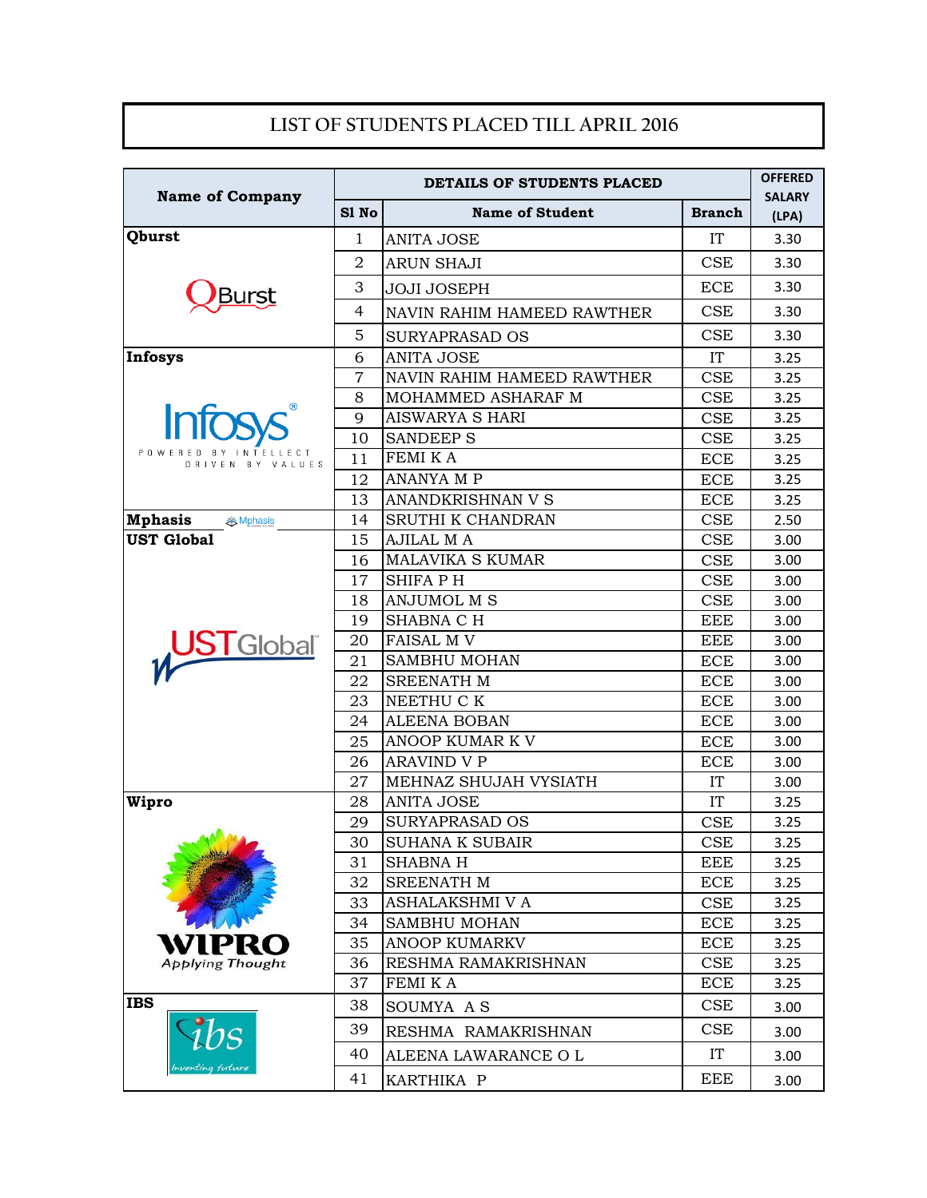# LIST OF STUDENTS PLACED TILL APRIL 2016

| Name of Company | DETAILS OF STUDENTS PLACED | | | OFFERED SALARY (LPA) |
|---|---|---|---|---|
| | Sl No | Name of Student | Branch | |
| Qburst | 1 | ANITA JOSE | IT | 3.30 |
| | 2 | ARUN SHAJI | CSE | 3.30 |
| | 3 | JOJI JOSEPH | ECE | 3.30 |
| | 4 | NAVIN RAHIM HAMEED RAWTHER | CSE | 3.30 |
| | 5 | SURYAPRASAD OS | CSE | 3.30 |
| Infosys | 6 | ANITA JOSE | IT | 3.25 |
| | 7 | NAVIN RAHIM HAMEED RAWTHER | CSE | 3.25 |
| | 8 | MOHAMMED ASHARAF M | CSE | 3.25 |
| | 9 | AISWARYA S HARI | CSE | 3.25 |
| | 10 | SANDEEP S | CSE | 3.25 |
| | 11 | FEMI K A | ECE | 3.25 |
| | 12 | ANANYA M P | ECE | 3.25 |
| | 13 | ANANDKRISHNAN V S | ECE | 3.25 |
| Mphasis | 14 | SRUTHI K CHANDRAN | CSE | 2.50 |
| UST Global | 15 | AJILAL M A | CSE | 3.00 |
| | 16 | MALAVIKA S KUMAR | CSE | 3.00 |
| | 17 | SHIFA P H | CSE | 3.00 |
| | 18 | ANJUMOL M S | CSE | 3.00 |
| | 19 | SHABNA C H | EEE | 3.00 |
| | 20 | FAISAL M V | EEE | 3.00 |
| | 21 | SAMBHU MOHAN | ECE | 3.00 |
| | 22 | SREENATH M | ECE | 3.00 |
| | 23 | NEETHU C K | ECE | 3.00 |
| | 24 | ALEENA BOBAN | ECE | 3.00 |
| | 25 | ANOOP KUMAR K V | ECE | 3.00 |
| | 26 | ARAVIND V P | ECE | 3.00 |
| | 27 | MEHNAZ SHUJAH VYSIATH | IT | 3.00 |
| Wipro | 28 | ANITA JOSE | IT | 3.25 |
| | 29 | SURYAPRASAD OS | CSE | 3.25 |
| | 30 | SUHANA K SUBAIR | CSE | 3.25 |
| | 31 | SHABNA H | EEE | 3.25 |
| | 32 | SREENATH M | ECE | 3.25 |
| | 33 | ASHALAKSHMI V A | CSE | 3.25 |
| | 34 | SAMBHU MOHAN | ECE | 3.25 |
| | 35 | ANOOP KUMARKV | ECE | 3.25 |
| | 36 | RESHMA RAMAKRISHNAN | CSE | 3.25 |
| | 37 | FEMI K A | ECE | 3.25 |
| IBS | 38 | SOUMYA A S | CSE | 3.00 |
| | 39 | RESHMA RAMAKRISHNAN | CSE | 3.00 |
| | 40 | ALEENA LAWARANCE O L | IT | 3.00 |
| | 41 | KARTHIKA P | EEE | 3.00 |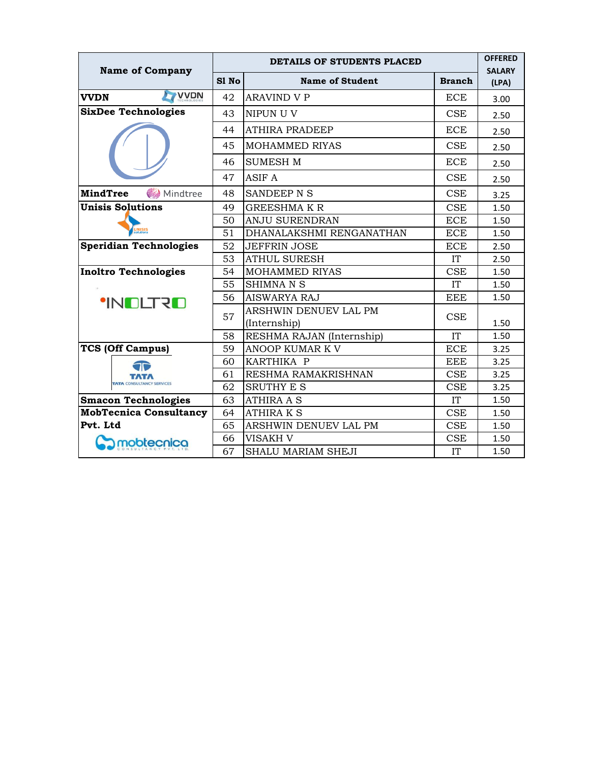| Name of Company | DETAILS OF STUDENTS PLACED | | | OFFERED SALARY (LPA) |
|---|---|---|---|---|
| | Sl No | Name of Student | Branch | |
| VVDN | 42 | ARAVIND V P | ECE | 3.00 |
| SixDee Technologies | 43 | NIPUN U V | CSE | 2.50 |
| | 44 | ATHIRA PRADEEP | ECE | 2.50 |
| | 45 | MOHAMMED RIYAS | CSE | 2.50 |
| | 46 | SUMESH M | ECE | 2.50 |
| | 47 | ASIF A | CSE | 2.50 |
| MindTree | 48 | SANDEEP N S | CSE | 3.25 |
| Unisis Solutions | 49 | GREESHMA K R | CSE | 1.50 |
| | 50 | ANJU SURENDRAN | ECE | 1.50 |
| | 51 | DHANALAKSHMI RENGANATHAN | ECE | 1.50 |
| Speridian Technologies | 52 | JEFFRIN JOSE | ECE | 2.50 |
| | 53 | ATHUL SURESH | IT | 2.50 |
| Inoltro Technologies | 54 | MOHAMMED RIYAS | CSE | 1.50 |
| | 55 | SHIMNA N S | IT | 1.50 |
| | 56 | AISWARYA RAJ | EEE | 1.50 |
| | 57 | ARSHWIN DENUEV LAL PM (Internship) | CSE | 1.50 |
| | 58 | RESHMA RAJAN (Internship) | IT | 1.50 |
| TCS (Off Campus) | 59 | ANOOP KUMAR K V | ECE | 3.25 |
| | 60 | KARTHIKA P | EEE | 3.25 |
| | 61 | RESHMA RAMAKRISHNAN | CSE | 3.25 |
| | 62 | SRUTHY E S | CSE | 3.25 |
| Smacon Technologies | 63 | ATHIRA A S | IT | 1.50 |
| MobTecnica Consultancy Pvt. Ltd | 64 | ATHIRA K S | CSE | 1.50 |
| | 65 | ARSHWIN DENUEV LAL PM | CSE | 1.50 |
| | 66 | VISAKH V | CSE | 1.50 |
| | 67 | SHALU MARIAM SHEJI | IT | 1.50 |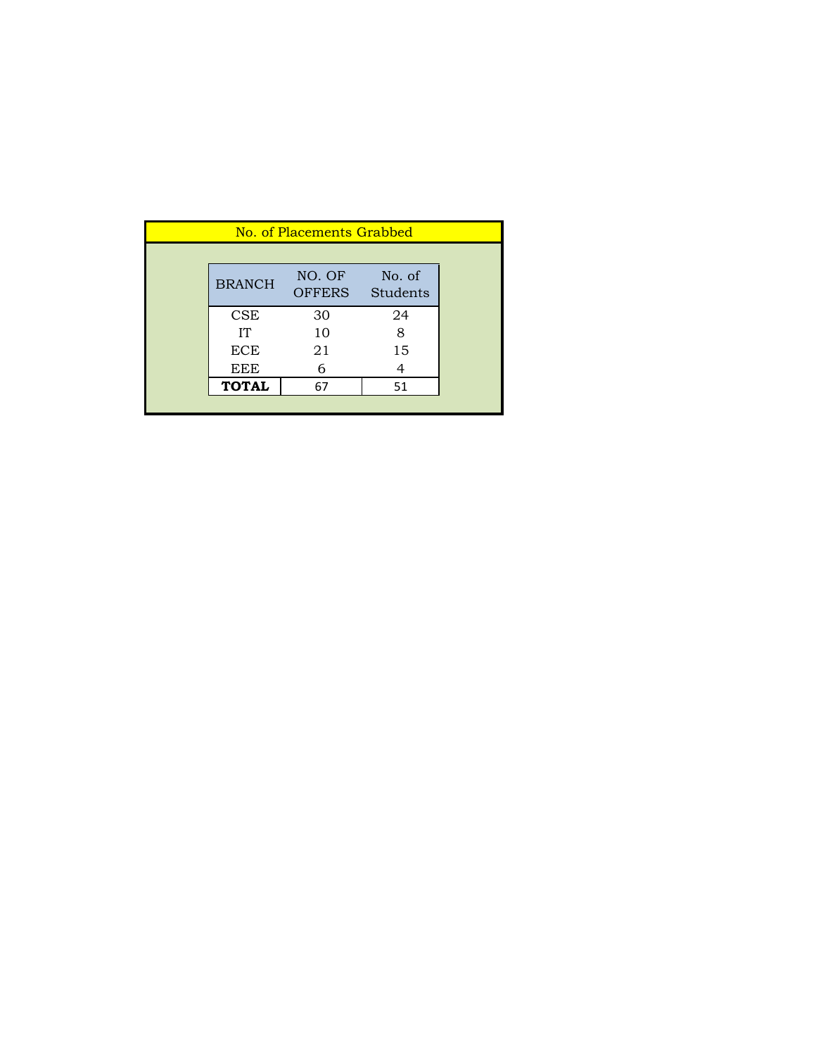## No. of Placements Grabbed

| BRANCH | NO. OF OFFERS | No. of Students |
|---|---|---|
| CSE | 30 | 24 |
| IT | 10 | 8 |
| ECE | 21 | 15 |
| EEE | 6 | 4 |
| **TOTAL** | 67 | 51 |